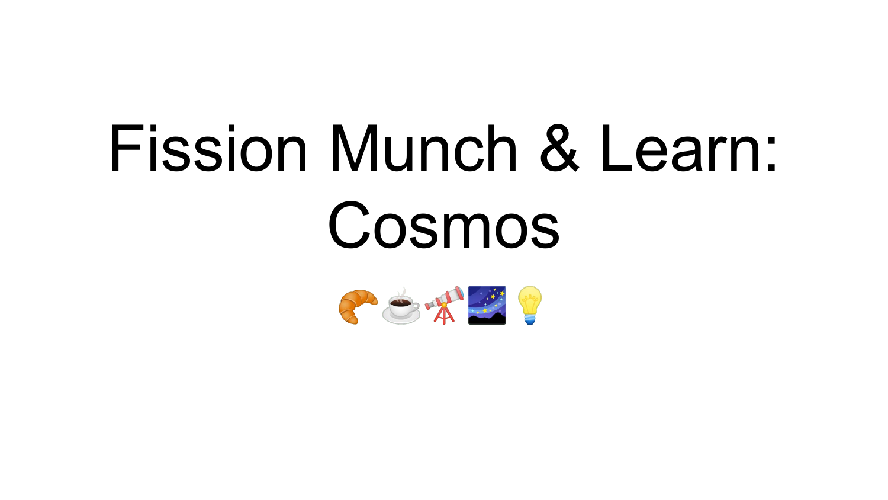# Fission Munch & Learn: Cosmos

🥐☕🔭🌌💡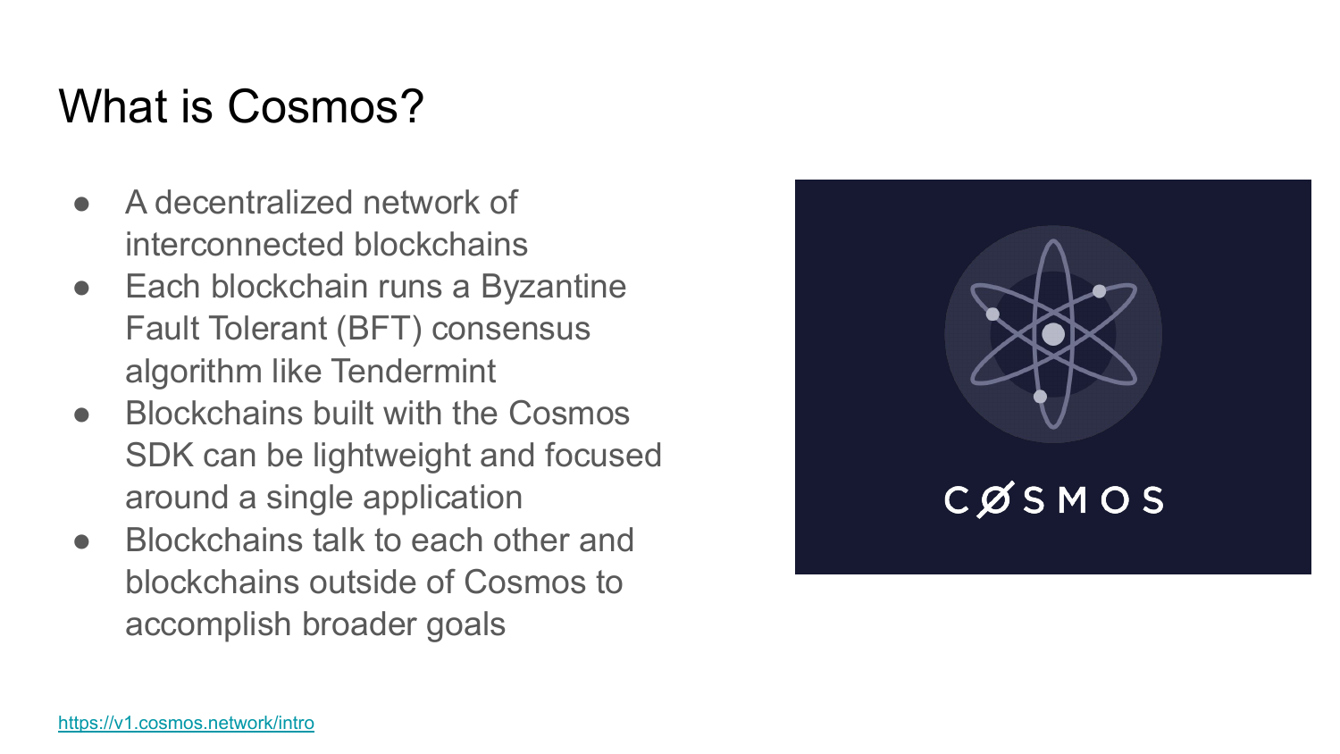# What is Cosmos?

- A decentralized network of interconnected blockchains
- Each blockchain runs a Byzantine Fault Tolerant (BFT) consensus algorithm like Tendermint
- Blockchains built with the Cosmos SDK can be lightweight and focused around a single application
- Blockchains talk to each other and blockchains outside of Cosmos to accomplish broader goals

https://v1.cosmos.network/intro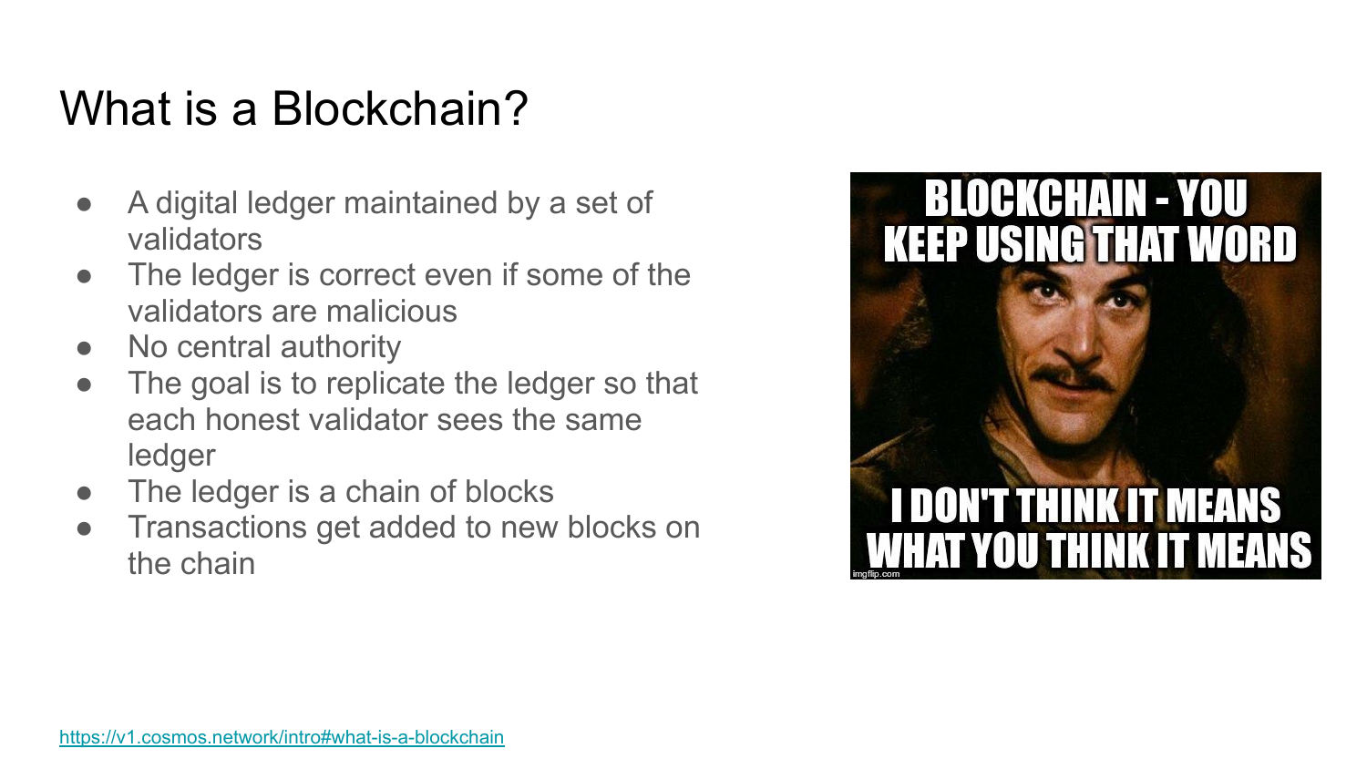# What is a Blockchain?

- A digital ledger maintained by a set of validators
- The ledger is correct even if some of the validators are malicious
- No central authority
- The goal is to replicate the ledger so that each honest validator sees the same ledger
- The ledger is a chain of blocks
- Transactions get added to new blocks on the chain

https://v1.cosmos.network/intro#what-is-a-blockchain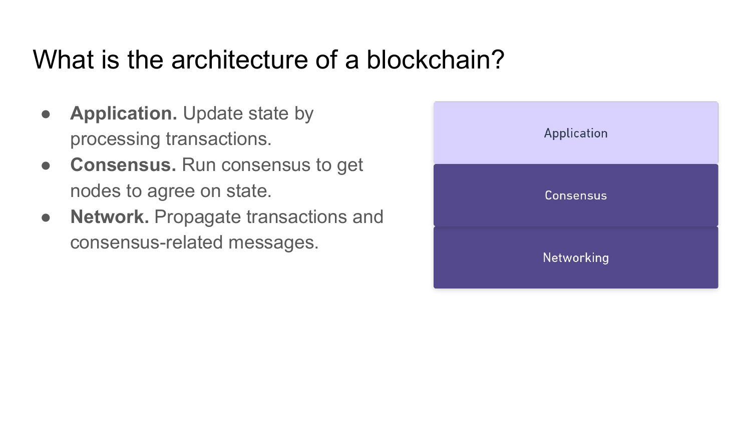# What is the architecture of a blockchain?

- **Application.** Update state by processing transactions.
- **Consensus.** Run consensus to get nodes to agree on state.
- **Network.** Propagate transactions and consensus-related messages.

Application

Consensus

Networking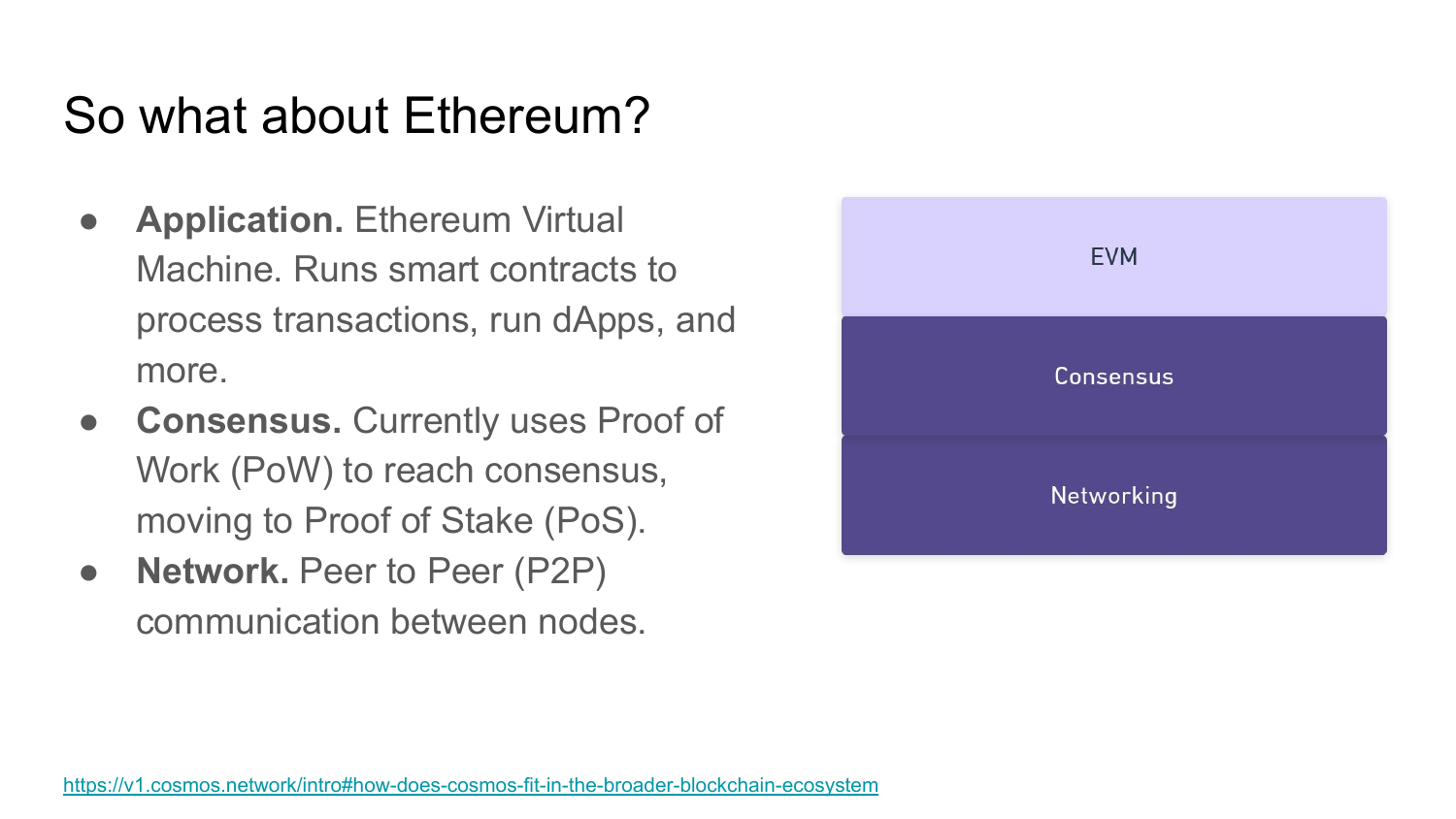# So what about Ethereum?

- **Application.** Ethereum Virtual Machine. Runs smart contracts to process transactions, run dApps, and more.
- **Consensus.** Currently uses Proof of Work (PoW) to reach consensus, moving to Proof of Stake (PoS).
- **Network.** Peer to Peer (P2P) communication between nodes.

EVM

Consensus

Networking

https://v1.cosmos.network/intro#how-does-cosmos-fit-in-the-broader-blockchain-ecosystem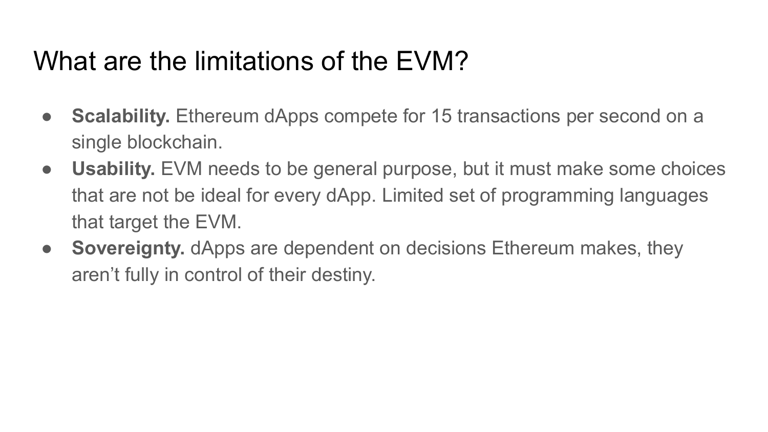# What are the limitations of the EVM?

- **Scalability.** Ethereum dApps compete for 15 transactions per second on a single blockchain.
- **Usability.** EVM needs to be general purpose, but it must make some choices that are not be ideal for every dApp. Limited set of programming languages that target the EVM.
- **Sovereignty.** dApps are dependent on decisions Ethereum makes, they aren't fully in control of their destiny.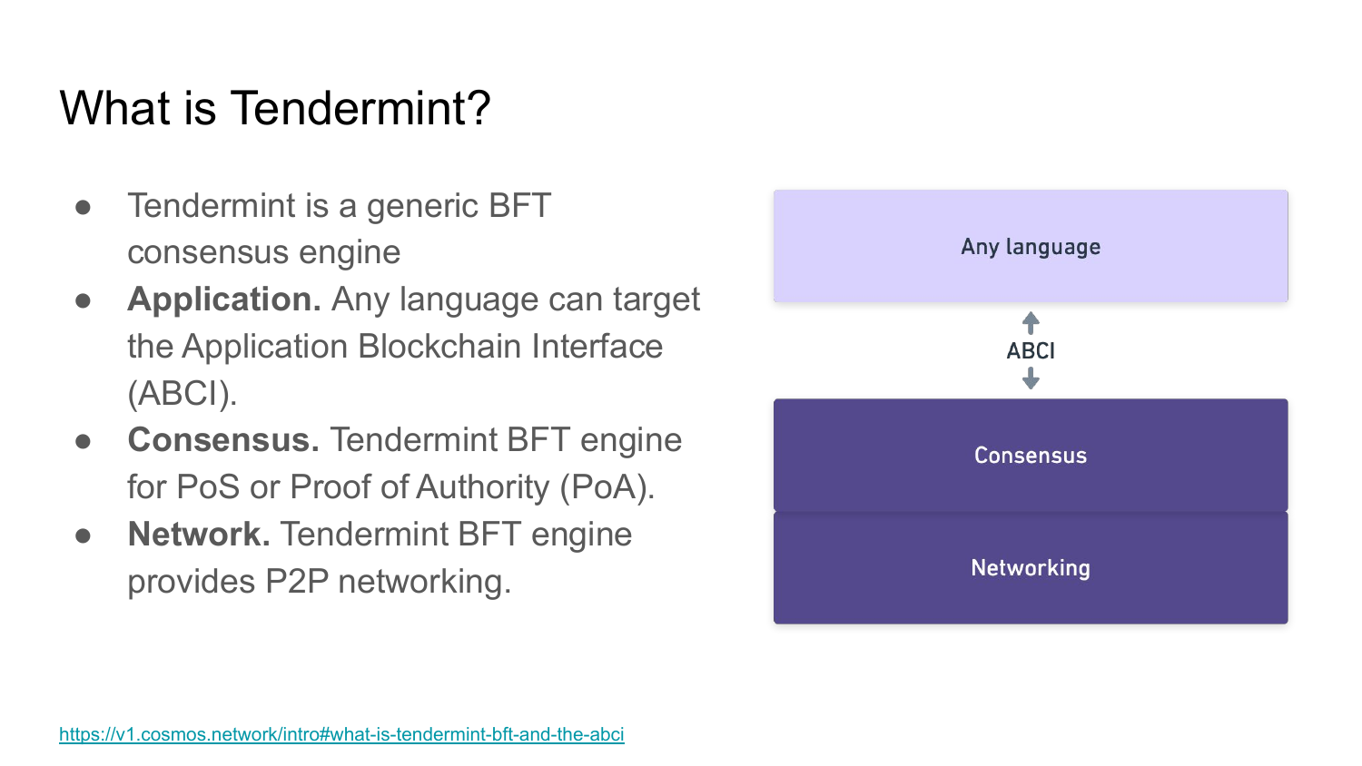# What is Tendermint?

- Tendermint is a generic BFT consensus engine
- **Application.** Any language can target the Application Blockchain Interface (ABCI).
- **Consensus.** Tendermint BFT engine for PoS or Proof of Authority (PoA).
- **Network.** Tendermint BFT engine provides P2P networking.

Any language

ABCI

Consensus

Networking

https://v1.cosmos.network/intro#what-is-tendermint-bft-and-the-abci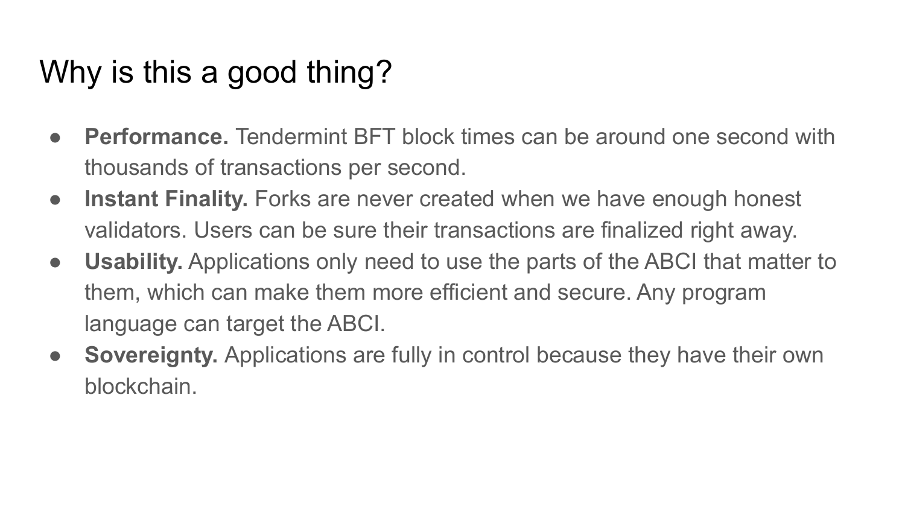# Why is this a good thing?

- **Performance.** Tendermint BFT block times can be around one second with thousands of transactions per second.
- **Instant Finality.** Forks are never created when we have enough honest validators. Users can be sure their transactions are finalized right away.
- **Usability.** Applications only need to use the parts of the ABCI that matter to them, which can make them more efficient and secure. Any program language can target the ABCI.
- **Sovereignty.** Applications are fully in control because they have their own blockchain.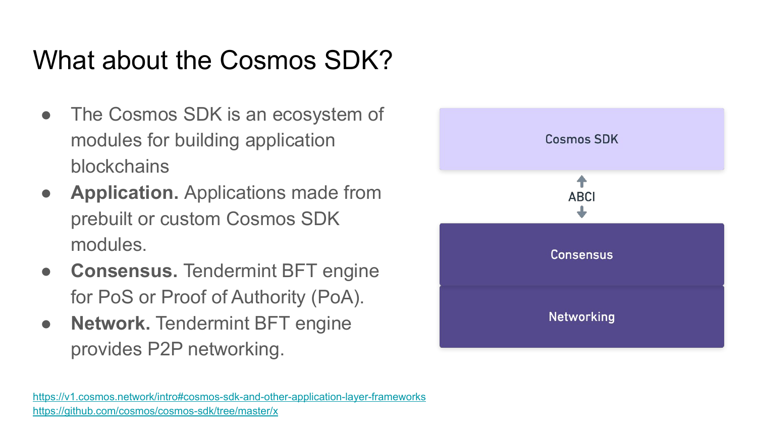# What about the Cosmos SDK?

- The Cosmos SDK is an ecosystem of modules for building application blockchains
- **Application.** Applications made from prebuilt or custom Cosmos SDK modules.
- **Consensus.** Tendermint BFT engine for PoS or Proof of Authority (PoA).
- **Network.** Tendermint BFT engine provides P2P networking.

Cosmos SDK

ABCI

Consensus

Networking

https://v1.cosmos.network/intro#cosmos-sdk-and-other-application-layer-frameworks
https://github.com/cosmos/cosmos-sdk/tree/master/x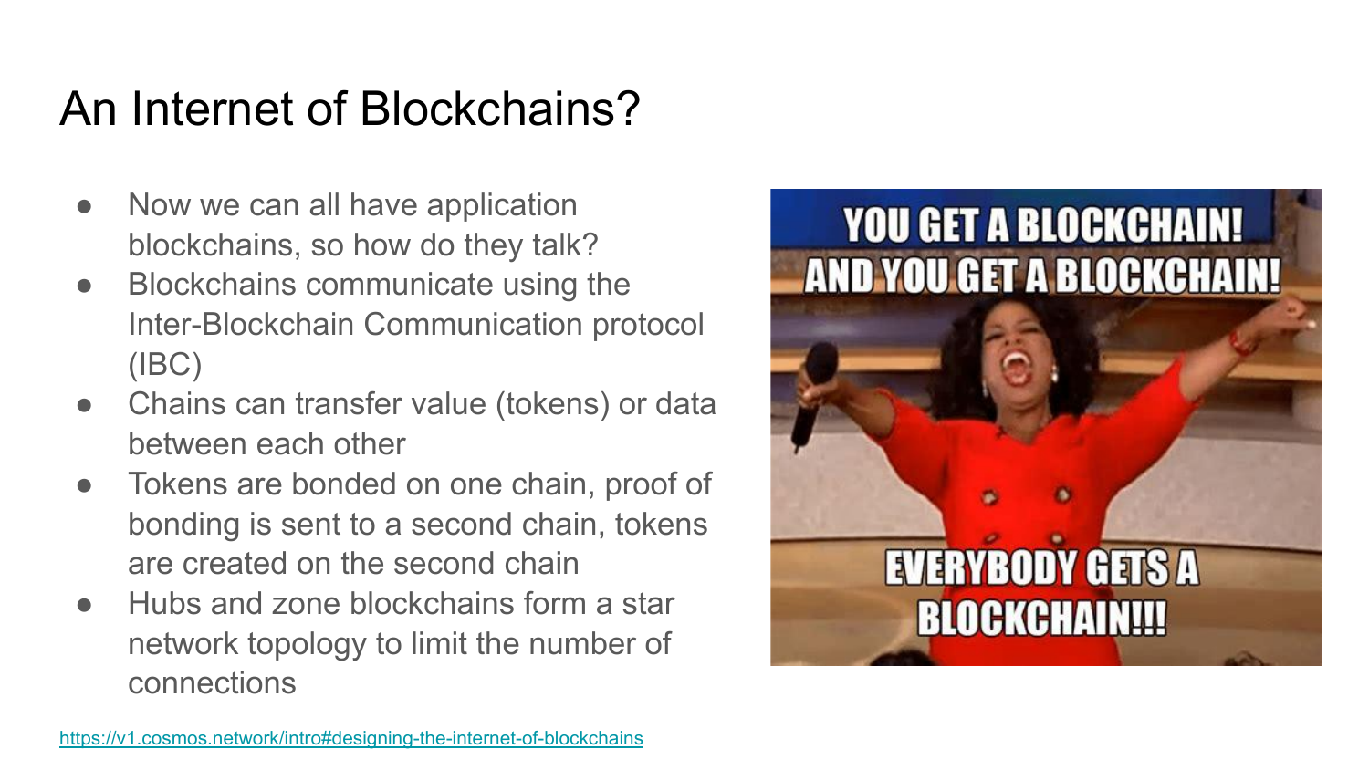# An Internet of Blockchains?

- Now we can all have application blockchains, so how do they talk?
- Blockchains communicate using the Inter-Blockchain Communication protocol (IBC)
- Chains can transfer value (tokens) or data between each other
- Tokens are bonded on one chain, proof of bonding is sent to a second chain, tokens are created on the second chain
- Hubs and zone blockchains form a star network topology to limit the number of connections

https://v1.cosmos.network/intro#designing-the-internet-of-blockchains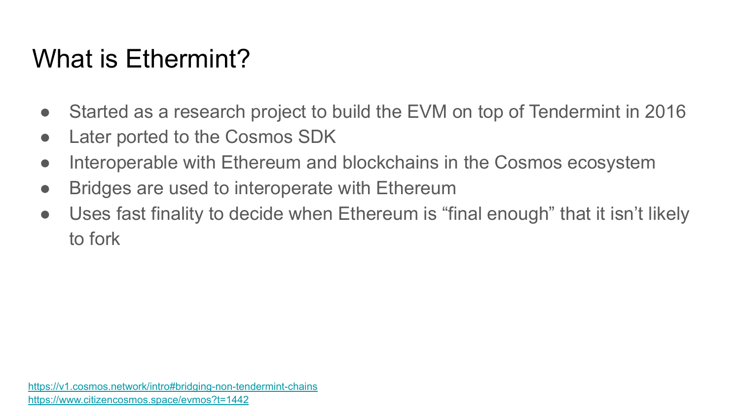# What is Ethermint?

- Started as a research project to build the EVM on top of Tendermint in 2016
- Later ported to the Cosmos SDK
- Interoperable with Ethereum and blockchains in the Cosmos ecosystem
- Bridges are used to interoperate with Ethereum
- Uses fast finality to decide when Ethereum is “final enough” that it isn’t likely to fork

https://v1.cosmos.network/intro#bridging-non-tendermint-chains
https://www.citizencosmos.space/evmos?t=1442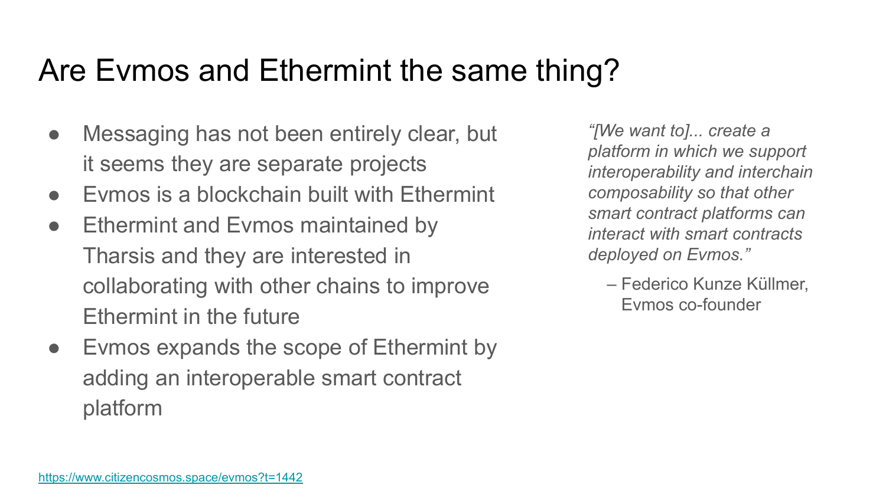# Are Evmos and Ethermint the same thing?

- Messaging has not been entirely clear, but it seems they are separate projects
- Evmos is a blockchain built with Ethermint
- Ethermint and Evmos maintained by Tharsis and they are interested in collaborating with other chains to improve Ethermint in the future
- Evmos expands the scope of Ethermint by adding an interoperable smart contract platform

> *"[We want to]... create a platform in which we support interoperability and interchain composability so that other smart contract platforms can interact with smart contracts deployed on Evmos."*
>
> – Federico Kunze Küllmer, Evmos co-founder

https://www.citizencosmos.space/evmos?t=1442